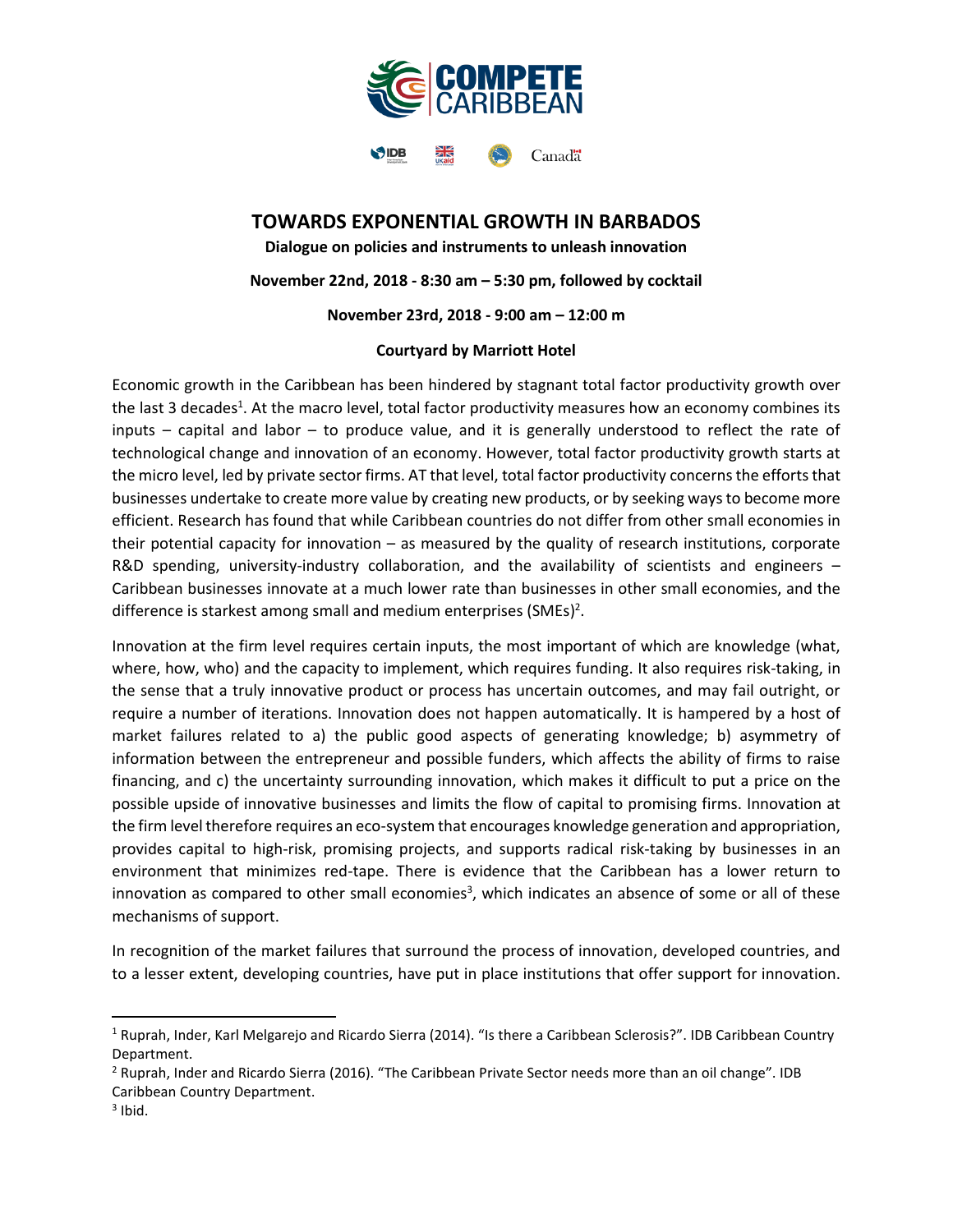COMPETE CARIBBEAN

IDB | UKaid | Canada

# TOWARDS EXPONENTIAL GROWTH IN BARBADOS

**Dialogue on policies and instruments to unleash innovation**

**November 22nd, 2018 - 8:30 am – 5:30 pm, followed by cocktail**

**November 23rd, 2018 - 9:00 am – 12:00 m**

**Courtyard by Marriott Hotel**

Economic growth in the Caribbean has been hindered by stagnant total factor productivity growth over the last 3 decades[1]. At the macro level, total factor productivity measures how an economy combines its inputs – capital and labor – to produce value, and it is generally understood to reflect the rate of technological change and innovation of an economy. However, total factor productivity growth starts at the micro level, led by private sector firms. AT that level, total factor productivity concerns the efforts that businesses undertake to create more value by creating new products, or by seeking ways to become more efficient. Research has found that while Caribbean countries do not differ from other small economies in their potential capacity for innovation – as measured by the quality of research institutions, corporate R&D spending, university-industry collaboration, and the availability of scientists and engineers – Caribbean businesses innovate at a much lower rate than businesses in other small economies, and the difference is starkest among small and medium enterprises (SMEs)[2].

Innovation at the firm level requires certain inputs, the most important of which are knowledge (what, where, how, who) and the capacity to implement, which requires funding. It also requires risk-taking, in the sense that a truly innovative product or process has uncertain outcomes, and may fail outright, or require a number of iterations. Innovation does not happen automatically. It is hampered by a host of market failures related to a) the public good aspects of generating knowledge; b) asymmetry of information between the entrepreneur and possible funders, which affects the ability of firms to raise financing, and c) the uncertainty surrounding innovation, which makes it difficult to put a price on the possible upside of innovative businesses and limits the flow of capital to promising firms. Innovation at the firm level therefore requires an eco-system that encourages knowledge generation and appropriation, provides capital to high-risk, promising projects, and supports radical risk-taking by businesses in an environment that minimizes red-tape. There is evidence that the Caribbean has a lower return to innovation as compared to other small economies[3], which indicates an absence of some or all of these mechanisms of support.

In recognition of the market failures that surround the process of innovation, developed countries, and to a lesser extent, developing countries, have put in place institutions that offer support for innovation.

---

[1] Ruprah, Inder, Karl Melgarejo and Ricardo Sierra (2014). "Is there a Caribbean Sclerosis?". IDB Caribbean Country Department.

[2] Ruprah, Inder and Ricardo Sierra (2016). "The Caribbean Private Sector needs more than an oil change". IDB Caribbean Country Department.

[3] Ibid.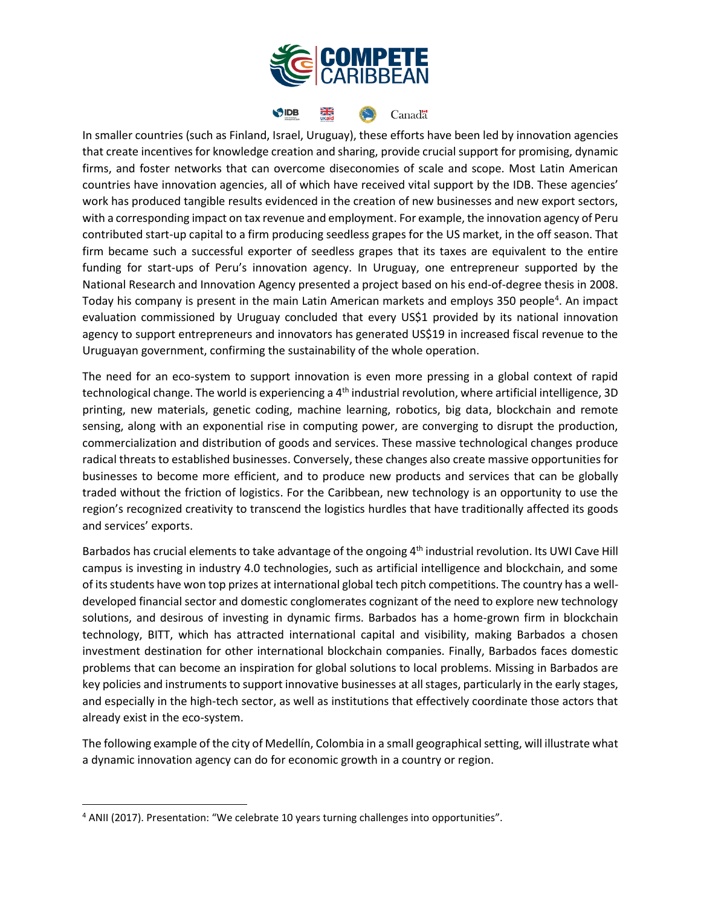In smaller countries (such as Finland, Israel, Uruguay), these efforts have been led by innovation agencies that create incentives for knowledge creation and sharing, provide crucial support for promising, dynamic firms, and foster networks that can overcome diseconomies of scale and scope. Most Latin American countries have innovation agencies, all of which have received vital support by the IDB. These agencies' work has produced tangible results evidenced in the creation of new businesses and new export sectors, with a corresponding impact on tax revenue and employment. For example, the innovation agency of Peru contributed start-up capital to a firm producing seedless grapes for the US market, in the off season. That firm became such a successful exporter of seedless grapes that its taxes are equivalent to the entire funding for start-ups of Peru's innovation agency. In Uruguay, one entrepreneur supported by the National Research and Innovation Agency presented a project based on his end-of-degree thesis in 2008. Today his company is present in the main Latin American markets and employs 350 people[4]. An impact evaluation commissioned by Uruguay concluded that every US$1 provided by its national innovation agency to support entrepreneurs and innovators has generated US$19 in increased fiscal revenue to the Uruguayan government, confirming the sustainability of the whole operation.

The need for an eco-system to support innovation is even more pressing in a global context of rapid technological change. The world is experiencing a 4th industrial revolution, where artificial intelligence, 3D printing, new materials, genetic coding, machine learning, robotics, big data, blockchain and remote sensing, along with an exponential rise in computing power, are converging to disrupt the production, commercialization and distribution of goods and services. These massive technological changes produce radical threats to established businesses. Conversely, these changes also create massive opportunities for businesses to become more efficient, and to produce new products and services that can be globally traded without the friction of logistics. For the Caribbean, new technology is an opportunity to use the region's recognized creativity to transcend the logistics hurdles that have traditionally affected its goods and services' exports.

Barbados has crucial elements to take advantage of the ongoing 4th industrial revolution. Its UWI Cave Hill campus is investing in industry 4.0 technologies, such as artificial intelligence and blockchain, and some of its students have won top prizes at international global tech pitch competitions. The country has a well-developed financial sector and domestic conglomerates cognizant of the need to explore new technology solutions, and desirous of investing in dynamic firms. Barbados has a home-grown firm in blockchain technology, BITT, which has attracted international capital and visibility, making Barbados a chosen investment destination for other international blockchain companies. Finally, Barbados faces domestic problems that can become an inspiration for global solutions to local problems. Missing in Barbados are key policies and instruments to support innovative businesses at all stages, particularly in the early stages, and especially in the high-tech sector, as well as institutions that effectively coordinate those actors that already exist in the eco-system.

The following example of the city of Medellín, Colombia in a small geographical setting, will illustrate what a dynamic innovation agency can do for economic growth in a country or region.

[4] ANII (2017). Presentation: "We celebrate 10 years turning challenges into opportunities".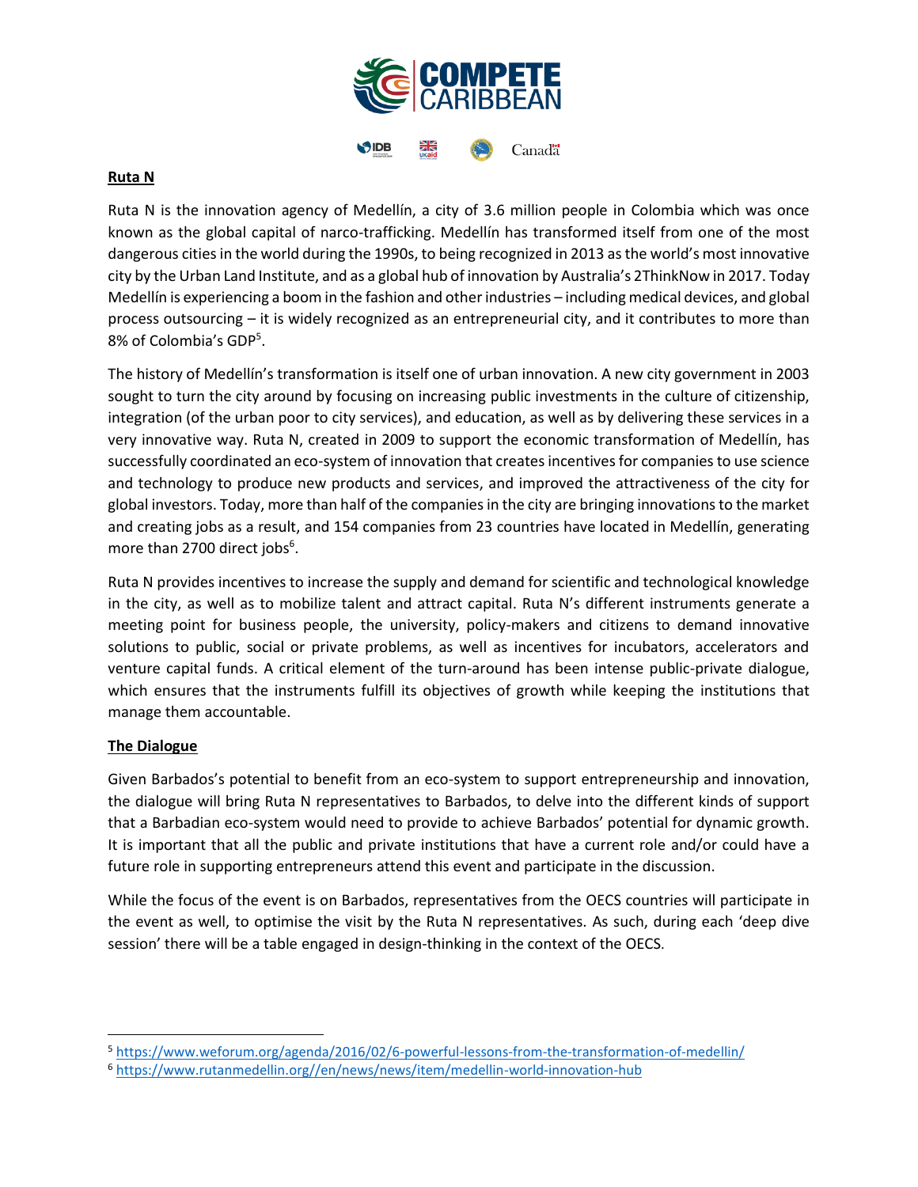## Ruta N

Ruta N is the innovation agency of Medellín, a city of 3.6 million people in Colombia which was once known as the global capital of narco-trafficking. Medellín has transformed itself from one of the most dangerous cities in the world during the 1990s, to being recognized in 2013 as the world's most innovative city by the Urban Land Institute, and as a global hub of innovation by Australia's 2ThinkNow in 2017. Today Medellín is experiencing a boom in the fashion and other industries – including medical devices, and global process outsourcing – it is widely recognized as an entrepreneurial city, and it contributes to more than 8% of Colombia's GDP[5].

The history of Medellín's transformation is itself one of urban innovation. A new city government in 2003 sought to turn the city around by focusing on increasing public investments in the culture of citizenship, integration (of the urban poor to city services), and education, as well as by delivering these services in a very innovative way. Ruta N, created in 2009 to support the economic transformation of Medellín, has successfully coordinated an eco-system of innovation that creates incentives for companies to use science and technology to produce new products and services, and improved the attractiveness of the city for global investors. Today, more than half of the companies in the city are bringing innovations to the market and creating jobs as a result, and 154 companies from 23 countries have located in Medellín, generating more than 2700 direct jobs[6].

Ruta N provides incentives to increase the supply and demand for scientific and technological knowledge in the city, as well as to mobilize talent and attract capital. Ruta N's different instruments generate a meeting point for business people, the university, policy-makers and citizens to demand innovative solutions to public, social or private problems, as well as incentives for incubators, accelerators and venture capital funds. A critical element of the turn-around has been intense public-private dialogue, which ensures that the instruments fulfill its objectives of growth while keeping the institutions that manage them accountable.

## The Dialogue

Given Barbados's potential to benefit from an eco-system to support entrepreneurship and innovation, the dialogue will bring Ruta N representatives to Barbados, to delve into the different kinds of support that a Barbadian eco-system would need to provide to achieve Barbados' potential for dynamic growth. It is important that all the public and private institutions that have a current role and/or could have a future role in supporting entrepreneurs attend this event and participate in the discussion.

While the focus of the event is on Barbados, representatives from the OECS countries will participate in the event as well, to optimise the visit by the Ruta N representatives. As such, during each 'deep dive session' there will be a table engaged in design-thinking in the context of the OECS.

---

[5] https://www.weforum.org/agenda/2016/02/6-powerful-lessons-from-the-transformation-of-medellin/

[6] https://www.rutanmedellin.org//en/news/news/item/medellin-world-innovation-hub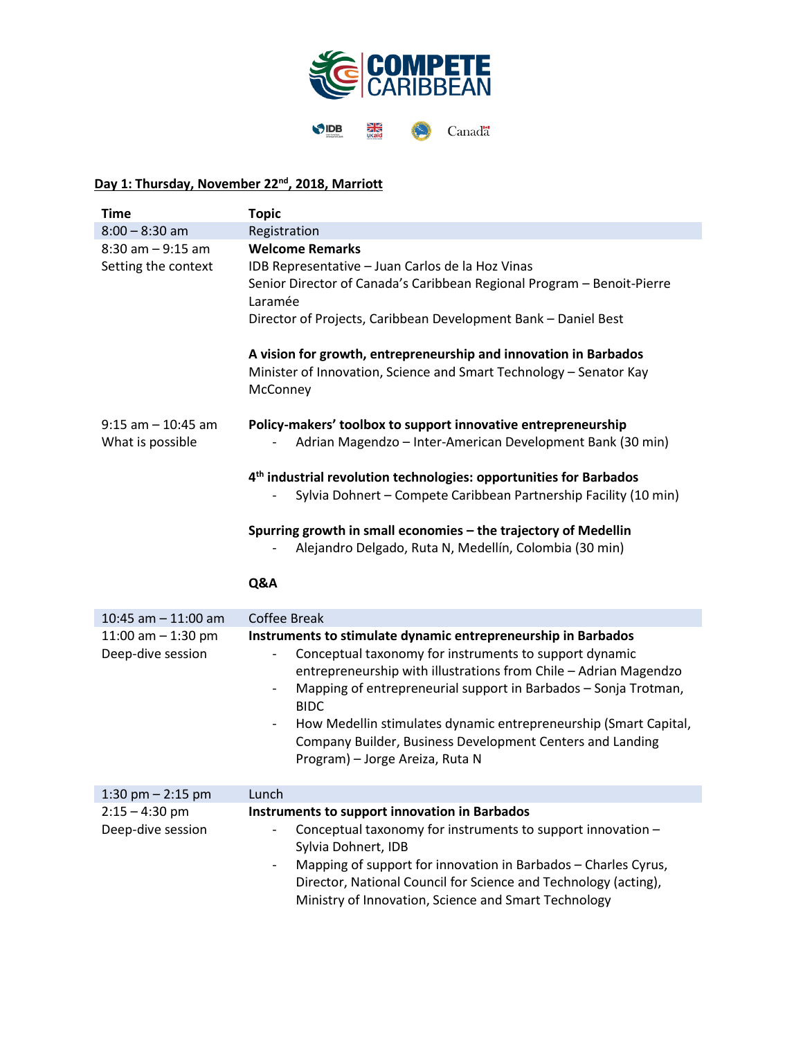**COMPETE CARIBBEAN**

IDB | UKaid | Canada

## Day 1: Thursday, November 22nd, 2018, Marriott

| Time | Topic |
|---|---|
| 8:00 – 8:30 am | Registration |
| 8:30 am – 9:15 am<br>Setting the context | **Welcome Remarks**<br>IDB Representative – Juan Carlos de la Hoz Vinas<br>Senior Director of Canada's Caribbean Regional Program – Benoit-Pierre Laramée<br>Director of Projects, Caribbean Development Bank – Daniel Best<br><br>**A vision for growth, entrepreneurship and innovation in Barbados**<br>Minister of Innovation, Science and Smart Technology – Senator Kay McConney |
| 9:15 am – 10:45 am<br>What is possible | **Policy-makers' toolbox to support innovative entrepreneurship**<br>- Adrian Magendzo – Inter-American Development Bank (30 min)<br><br>**4th industrial revolution technologies: opportunities for Barbados**<br>- Sylvia Dohnert – Compete Caribbean Partnership Facility (10 min)<br><br>**Spurring growth in small economies – the trajectory of Medellin**<br>- Alejandro Delgado, Ruta N, Medellín, Colombia (30 min)<br><br>**Q&A** |
| 10:45 am – 11:00 am | Coffee Break |
| 11:00 am – 1:30 pm<br>Deep-dive session | **Instruments to stimulate dynamic entrepreneurship in Barbados**<br>- Conceptual taxonomy for instruments to support dynamic entrepreneurship with illustrations from Chile – Adrian Magendzo<br>- Mapping of entrepreneurial support in Barbados – Sonja Trotman, BIDC<br>- How Medellin stimulates dynamic entrepreneurship (Smart Capital, Company Builder, Business Development Centers and Landing Program) – Jorge Areiza, Ruta N |
| 1:30 pm – 2:15 pm | Lunch |
| 2:15 – 4:30 pm<br>Deep-dive session | **Instruments to support innovation in Barbados**<br>- Conceptual taxonomy for instruments to support innovation – Sylvia Dohnert, IDB<br>- Mapping of support for innovation in Barbados – Charles Cyrus, Director, National Council for Science and Technology (acting), Ministry of Innovation, Science and Smart Technology |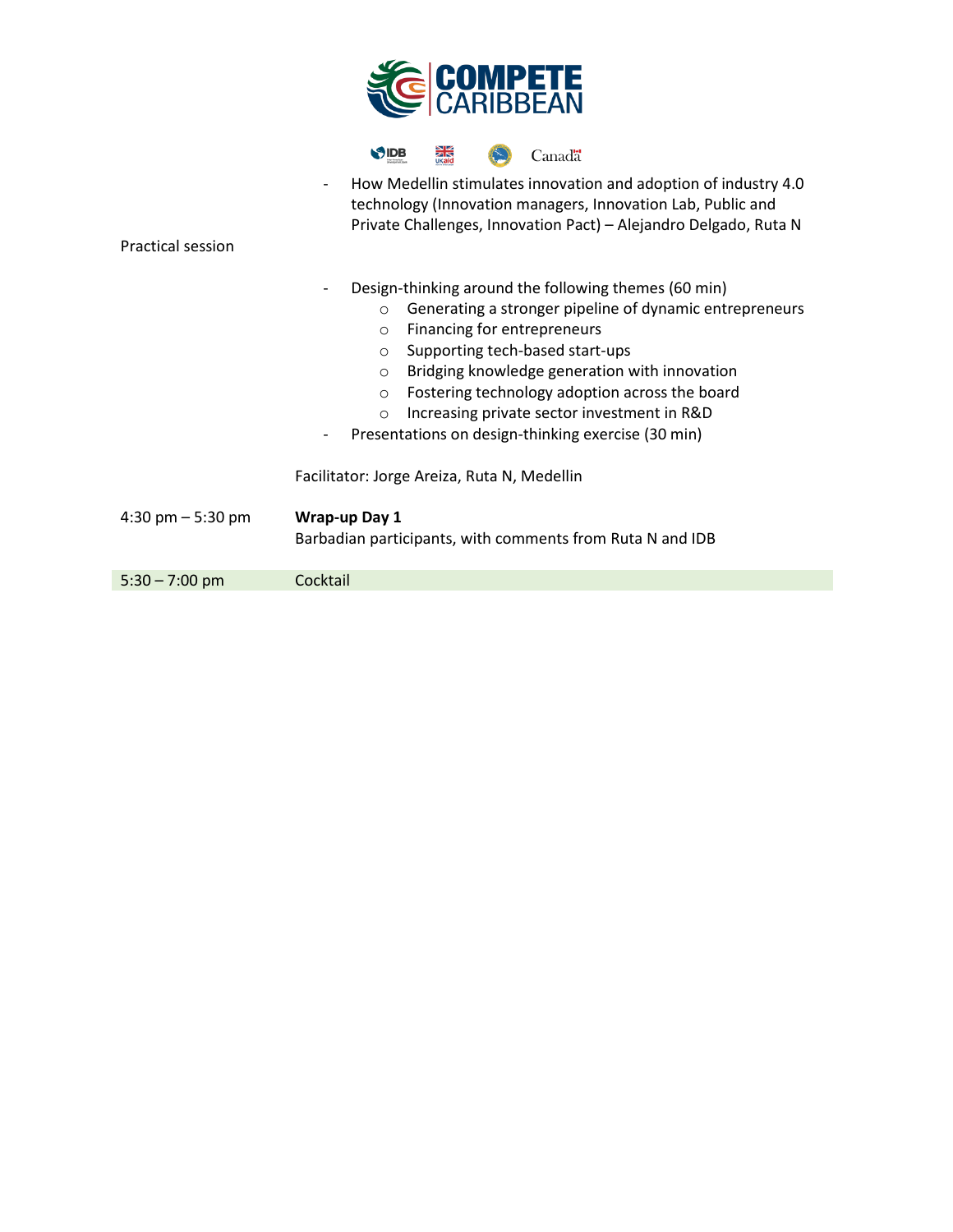| | |
|---|---|
| | - How Medellin stimulates innovation and adoption of industry 4.0 technology (Innovation managers, Innovation Lab, Public and Private Challenges, Innovation Pact) – Alejandro Delgado, Ruta N |
| Practical session | - Design-thinking around the following themes (60 min)<br>  ○ Generating a stronger pipeline of dynamic entrepreneurs<br>  ○ Financing for entrepreneurs<br>  ○ Supporting tech-based start-ups<br>  ○ Bridging knowledge generation with innovation<br>  ○ Fostering technology adoption across the board<br>  ○ Increasing private sector investment in R&D<br>- Presentations on design-thinking exercise (30 min)<br><br>Facilitator: Jorge Areiza, Ruta N, Medellin |
| 4:30 pm – 5:30 pm | **Wrap-up Day 1**<br>Barbadian participants, with comments from Ruta N and IDB |
| 5:30 – 7:00 pm | Cocktail |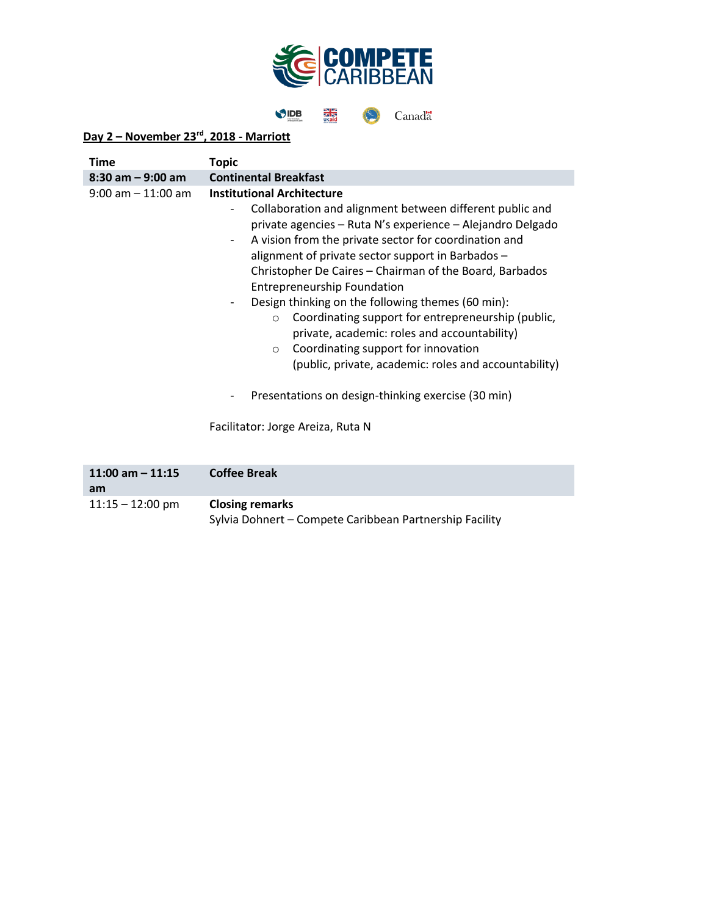**Day 2 – November 23rd, 2018 - Marriott**

| Time | Topic |
|---|---|
| **8:30 am – 9:00 am** | **Continental Breakfast** |
| 9:00 am – 11:00 am | **Institutional Architecture**<br>- Collaboration and alignment between different public and private agencies – Ruta N's experience – Alejandro Delgado<br>- A vision from the private sector for coordination and alignment of private sector support in Barbados – Christopher De Caires – Chairman of the Board, Barbados Entrepreneurship Foundation<br>- Design thinking on the following themes (60 min):<br>  ○ Coordinating support for entrepreneurship (public, private, academic: roles and accountability)<br>  ○ Coordinating support for innovation (public, private, academic: roles and accountability)<br>- Presentations on design-thinking exercise (30 min)<br><br>Facilitator: Jorge Areiza, Ruta N |
| **11:00 am – 11:15 am** | **Coffee Break** |
| 11:15 – 12:00 pm | **Closing remarks**<br>Sylvia Dohnert – Compete Caribbean Partnership Facility |